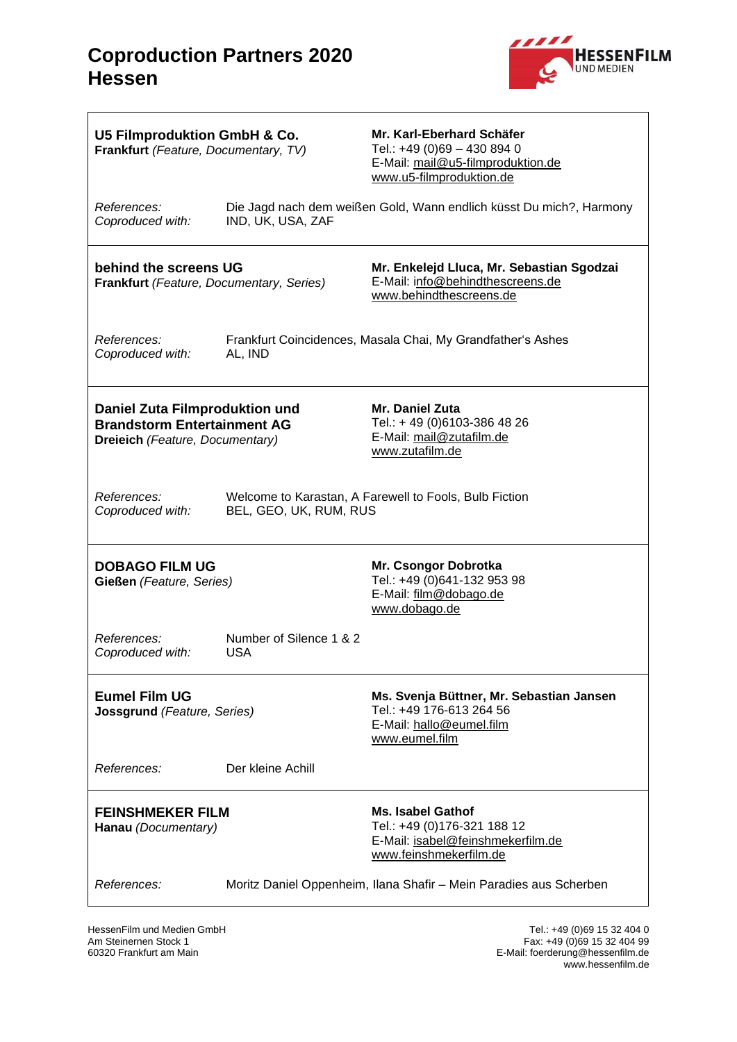# Coproduction Partners 2020
# Hessen

**U5 Filmproduktion GmbH & Co.**
**Frankfurt** *(Feature, Documentary, TV)*

**Mr. Karl-Eberhard Schäfer**
Tel.: +49 (0)69 – 430 894 0
E-Mail: mail@u5-filmproduktion.de
www.u5-filmproduktion.de

*References:* Die Jagd nach dem weißen Gold, Wann endlich küsst Du mich?, Harmony
*Coproduced with:* IND, UK, USA, ZAF

---

**behind the screens UG**
**Frankfurt** *(Feature, Documentary, Series)*

**Mr. Enkelejd Lluca, Mr. Sebastian Sgodzai**
E-Mail: info@behindthescreens.de
www.behindthescreens.de

*References:* Frankfurt Coincidences, Masala Chai, My Grandfather's Ashes
*Coproduced with:* AL, IND

---

**Daniel Zuta Filmproduktion und Brandstorm Entertainment AG**
**Dreieich** *(Feature, Documentary)*

**Mr. Daniel Zuta**
Tel.: + 49 (0)6103-386 48 26
E-Mail: mail@zutafilm.de
www.zutafilm.de

*References:* Welcome to Karastan, A Farewell to Fools, Bulb Fiction
*Coproduced with:* BEL, GEO, UK, RUM, RUS

---

**DOBAGO FILM UG**
**Gießen** *(Feature, Series)*

**Mr. Csongor Dobrotka**
Tel.: +49 (0)641-132 953 98
E-Mail: film@dobago.de
www.dobago.de

*References:* Number of Silence 1 & 2
*Coproduced with:* USA

---

**Eumel Film UG**
**Jossgrund** *(Feature, Series)*

**Ms. Svenja Büttner, Mr. Sebastian Jansen**
Tel.: +49 176-613 264 56
E-Mail: hallo@eumel.film
www.eumel.film

*References:* Der kleine Achill

---

**FEINSHMEKER FILM**
**Hanau** *(Documentary)*

**Ms. Isabel Gathof**
Tel.: +49 (0)176-321 188 12
E-Mail: isabel@feinshmekerfilm.de
www.feinshmekerfilm.de

*References:* Moritz Daniel Oppenheim, Ilana Shafir – Mein Paradies aus Scherben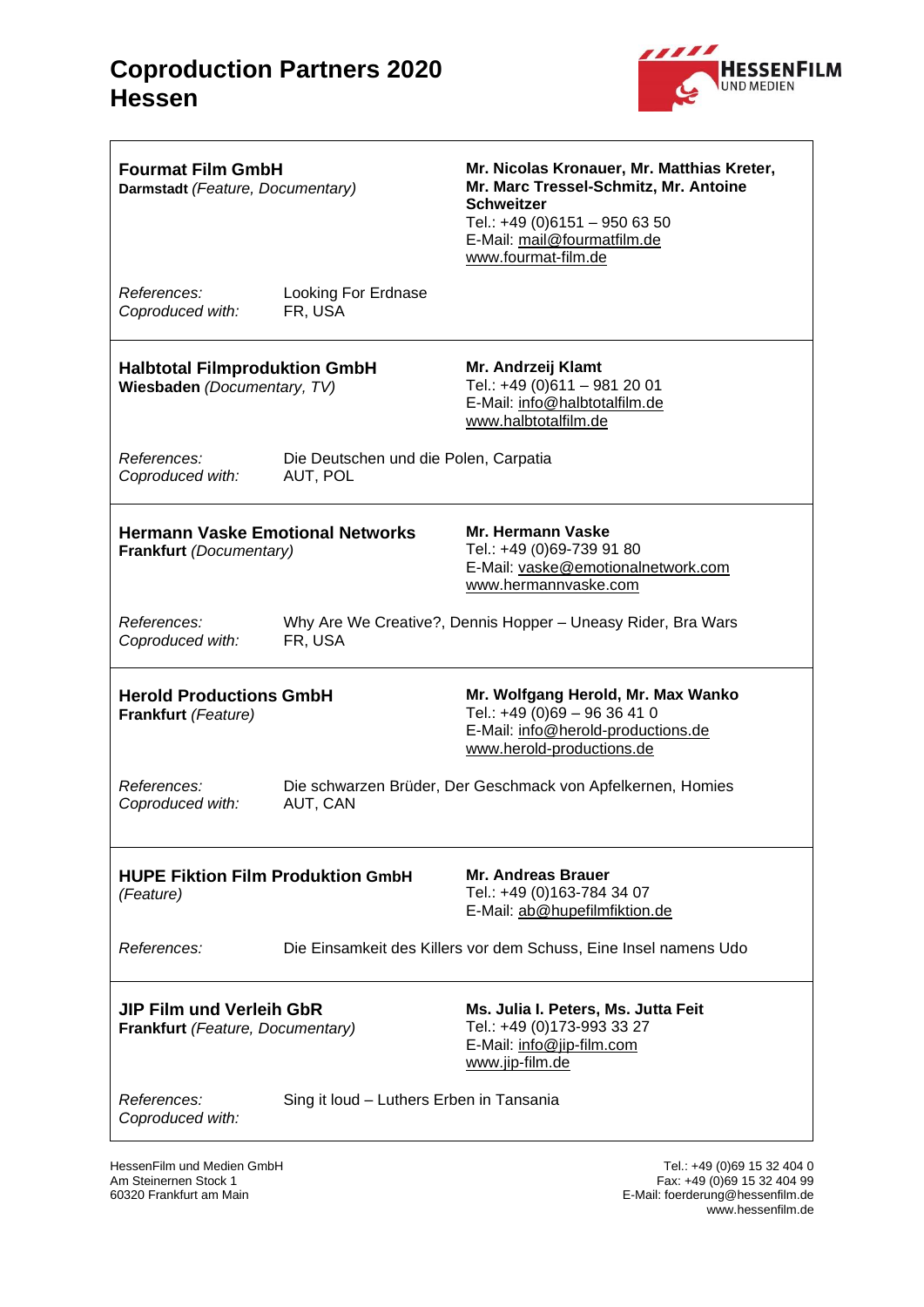# Coproduction Partners 2020
# Hessen

## Fourmat Film GmbH

**Darmstadt** *(Feature, Documentary)*

**Mr. Nicolas Kronauer, Mr. Matthias Kreter, Mr. Marc Tressel-Schmitz, Mr. Antoine Schweitzer**
Tel.: +49 (0)6151 – 950 63 50
E-Mail: mail@fourmatfilm.de
www.fourmat-film.de

*References:* Looking For Erdnase
*Coproduced with:* FR, USA

## Halbtotal Filmproduktion GmbH

**Wiesbaden** *(Documentary, TV)*

**Mr. Andrzeij Klamt**
Tel.: +49 (0)611 – 981 20 01
E-Mail: info@halbtotalfilm.de
www.halbtotalfilm.de

*References:* Die Deutschen und die Polen, Carpatia
*Coproduced with:* AUT, POL

## Hermann Vaske Emotional Networks

**Frankfurt** *(Documentary)*

**Mr. Hermann Vaske**
Tel.: +49 (0)69-739 91 80
E-Mail: vaske@emotionalnetwork.com
www.hermannvaske.com

*References:* Why Are We Creative?, Dennis Hopper – Uneasy Rider, Bra Wars
*Coproduced with:* FR, USA

## Herold Productions GmbH

**Frankfurt** *(Feature)*

**Mr. Wolfgang Herold, Mr. Max Wanko**
Tel.: +49 (0)69 – 96 36 41 0
E-Mail: info@herold-productions.de
www.herold-productions.de

*References:* Die schwarzen Brüder, Der Geschmack von Apfelkernen, Homies
*Coproduced with:* AUT, CAN

## HUPE Fiktion Film Produktion GmbH

*(Feature)*

**Mr. Andreas Brauer**
Tel.: +49 (0)163-784 34 07
E-Mail: ab@hupefilmfiktion.de

*References:* Die Einsamkeit des Killers vor dem Schuss, Eine Insel namens Udo

## JIP Film und Verleih GbR

**Frankfurt** *(Feature, Documentary)*

**Ms. Julia I. Peters, Ms. Jutta Feit**
Tel.: +49 (0)173-993 33 27
E-Mail: info@jip-film.com
www.jip-film.de

*References:* Sing it loud – Luthers Erben in Tansania
*Coproduced with:*

HessenFilm und Medien GmbH
Am Steinernen Stock 1
60320 Frankfurt am Main

Tel.: +49 (0)69 15 32 404 0
Fax: +49 (0)69 15 32 404 99
E-Mail: foerderung@hessenfilm.de
www.hessenfilm.de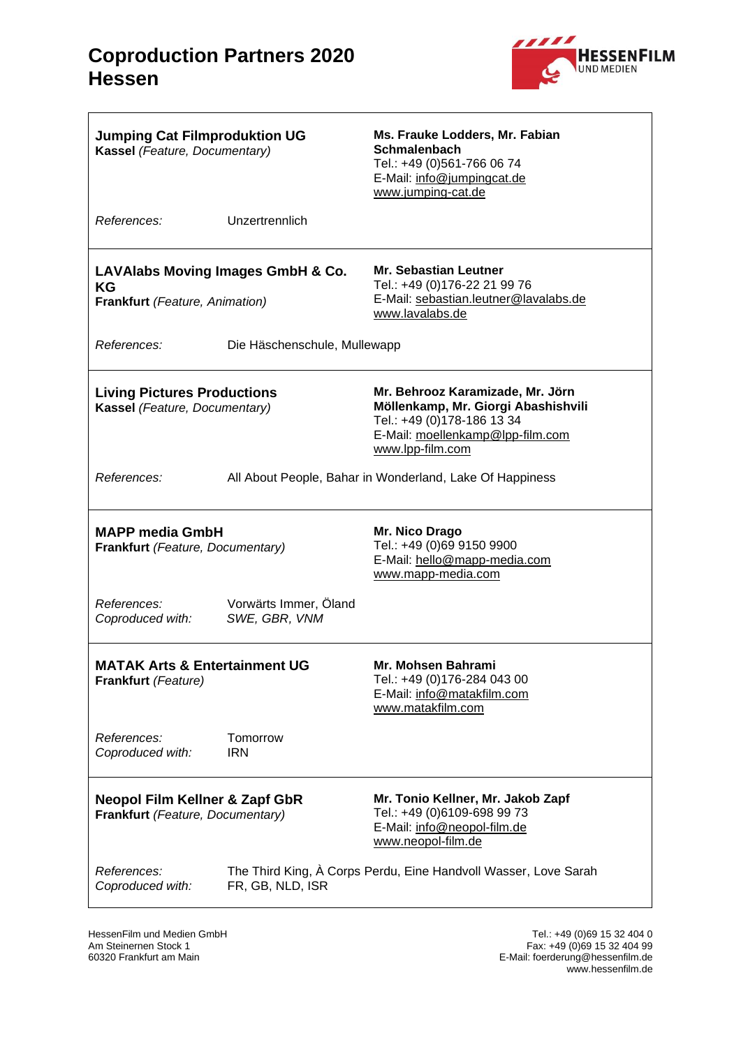# Coproduction Partners 2020 Hessen

**Jumping Cat Filmproduktion UG**
**Kassel** *(Feature, Documentary)*

**Ms. Frauke Lodders, Mr. Fabian Schmalenbach**
Tel.: +49 (0)561-766 06 74
E-Mail: info@jumpingcat.de
www.jumping-cat.de

*References:* Unzertrennlich

---

**LAVAlabs Moving Images GmbH & Co. KG**
**Frankfurt** *(Feature, Animation)*

**Mr. Sebastian Leutner**
Tel.: +49 (0)176-22 21 99 76
E-Mail: sebastian.leutner@lavalabs.de
www.lavalabs.de

*References:* Die Häschenschule, Mullewapp

---

**Living Pictures Productions**
**Kassel** *(Feature, Documentary)*

**Mr. Behrooz Karamizade, Mr. Jörn Möllenkamp, Mr. Giorgi Abashishvili**
Tel.: +49 (0)178-186 13 34
E-Mail: moellenkamp@lpp-film.com
www.lpp-film.com

*References:* All About People, Bahar in Wonderland, Lake Of Happiness

---

**MAPP media GmbH**
**Frankfurt** *(Feature, Documentary)*

**Mr. Nico Drago**
Tel.: +49 (0)69 9150 9900
E-Mail: hello@mapp-media.com
www.mapp-media.com

*References:* Vorwärts Immer, Öland
*Coproduced with:* *SWE, GBR, VNM*

---

**MATAK Arts & Entertainment UG**
**Frankfurt** *(Feature)*

**Mr. Mohsen Bahrami**
Tel.: +49 (0)176-284 043 00
E-Mail: info@matakfilm.com
www.matakfilm.com

*References:* Tomorrow
*Coproduced with:* IRN

---

**Neopol Film Kellner & Zapf GbR**
**Frankfurt** *(Feature, Documentary)*

**Mr. Tonio Kellner, Mr. Jakob Zapf**
Tel.: +49 (0)6109-698 99 73
E-Mail: info@neopol-film.de
www.neopol-film.de

*References:* The Third King, À Corps Perdu, Eine Handvoll Wasser, Love Sarah
*Coproduced with:* FR, GB, NLD, ISR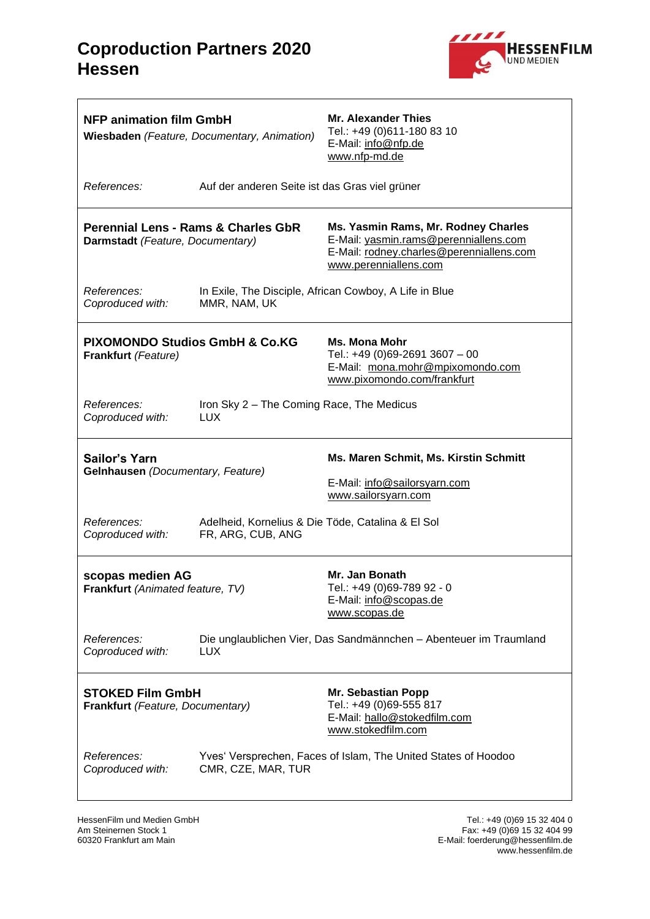# Coproduction Partners 2020 Hessen

## NFP animation film GmbH

**Wiesbaden** *(Feature, Documentary, Animation)*

**Mr. Alexander Thies**
Tel.: +49 (0)611-180 83 10
E-Mail: info@nfp.de
www.nfp-md.de

*References:* Auf der anderen Seite ist das Gras viel grüner

## Perennial Lens - Rams & Charles GbR

**Darmstadt** *(Feature, Documentary)*

**Ms. Yasmin Rams, Mr. Rodney Charles**
E-Mail: yasmin.rams@perenniallens.com
E-Mail: rodney.charles@perenniallens.com
www.perenniallens.com

*References:* In Exile, The Disciple, African Cowboy, A Life in Blue
*Coproduced with:* MMR, NAM, UK

## PIXOMONDO Studios GmbH & Co.KG

**Frankfurt** *(Feature)*

**Ms. Mona Mohr**
Tel.: +49 (0)69-2691 3607 – 00
E-Mail: mona.mohr@mpixomondo.com
www.pixomondo.com/frankfurt

*References:* Iron Sky 2 – The Coming Race, The Medicus
*Coproduced with:* LUX

## Sailor's Yarn

**Gelnhausen** *(Documentary, Feature)*

**Ms. Maren Schmit, Ms. Kirstin Schmitt**

E-Mail: info@sailorsyarn.com
www.sailorsyarn.com

*References:* Adelheid, Kornelius & Die Töde, Catalina & El Sol
*Coproduced with:* FR, ARG, CUB, ANG

## scopas medien AG

**Frankfurt** *(Animated feature, TV)*

**Mr. Jan Bonath**
Tel.: +49 (0)69-789 92 - 0
E-Mail: info@scopas.de
www.scopas.de

*References:* Die unglaublichen Vier, Das Sandmännchen – Abenteuer im Traumland
*Coproduced with:* LUX

## STOKED Film GmbH

**Frankfurt** *(Feature, Documentary)*

**Mr. Sebastian Popp**
Tel.: +49 (0)69-555 817
E-Mail: hallo@stokedfilm.com
www.stokedfilm.com

*References:* Yves' Versprechen, Faces of Islam, The United States of Hoodoo
*Coproduced with:* CMR, CZE, MAR, TUR

HessenFilm und Medien GmbH
Am Steinernen Stock 1
60320 Frankfurt am Main

Tel.: +49 (0)69 15 32 404 0
Fax: +49 (0)69 15 32 404 99
E-Mail: foerderung@hessenfilm.de
www.hessenfilm.de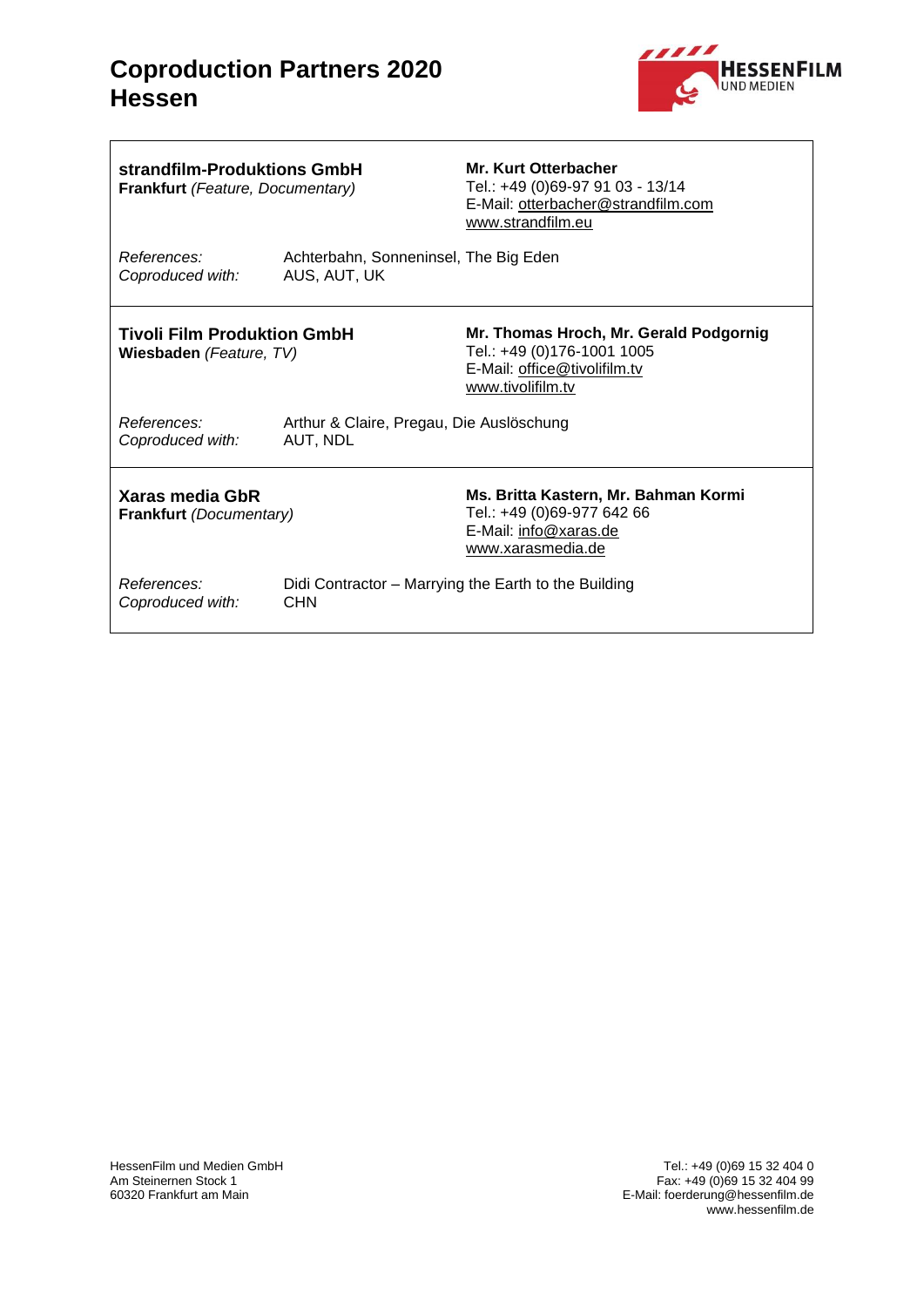# Coproduction Partners 2020
# Hessen

**strandfilm-Produktions GmbH**
**Frankfurt** *(Feature, Documentary)*

**Mr. Kurt Otterbacher**
Tel.: +49 (0)69-97 91 03 - 13/14
E-Mail: otterbacher@strandfilm.com
www.strandfilm.eu

*References:* Achterbahn, Sonneninsel, The Big Eden
*Coproduced with:* AUS, AUT, UK

---

**Tivoli Film Produktion GmbH**
**Wiesbaden** *(Feature, TV)*

**Mr. Thomas Hroch, Mr. Gerald Podgornig**
Tel.: +49 (0)176-1001 1005
E-Mail: office@tivolifilm.tv
www.tivolifilm.tv

*References:* Arthur & Claire, Pregau, Die Auslöschung
*Coproduced with:* AUT, NDL

---

**Xaras media GbR**
**Frankfurt** *(Documentary)*

**Ms. Britta Kastern, Mr. Bahman Kormi**
Tel.: +49 (0)69-977 642 66
E-Mail: info@xaras.de
www.xarasmedia.de

*References:* Didi Contractor – Marrying the Earth to the Building
*Coproduced with:* CHN

---

HessenFilm und Medien GmbH
Am Steinernen Stock 1
60320 Frankfurt am Main

Tel.: +49 (0)69 15 32 404 0
Fax: +49 (0)69 15 32 404 99
E-Mail: foerderung@hessenfilm.de
www.hessenfilm.de